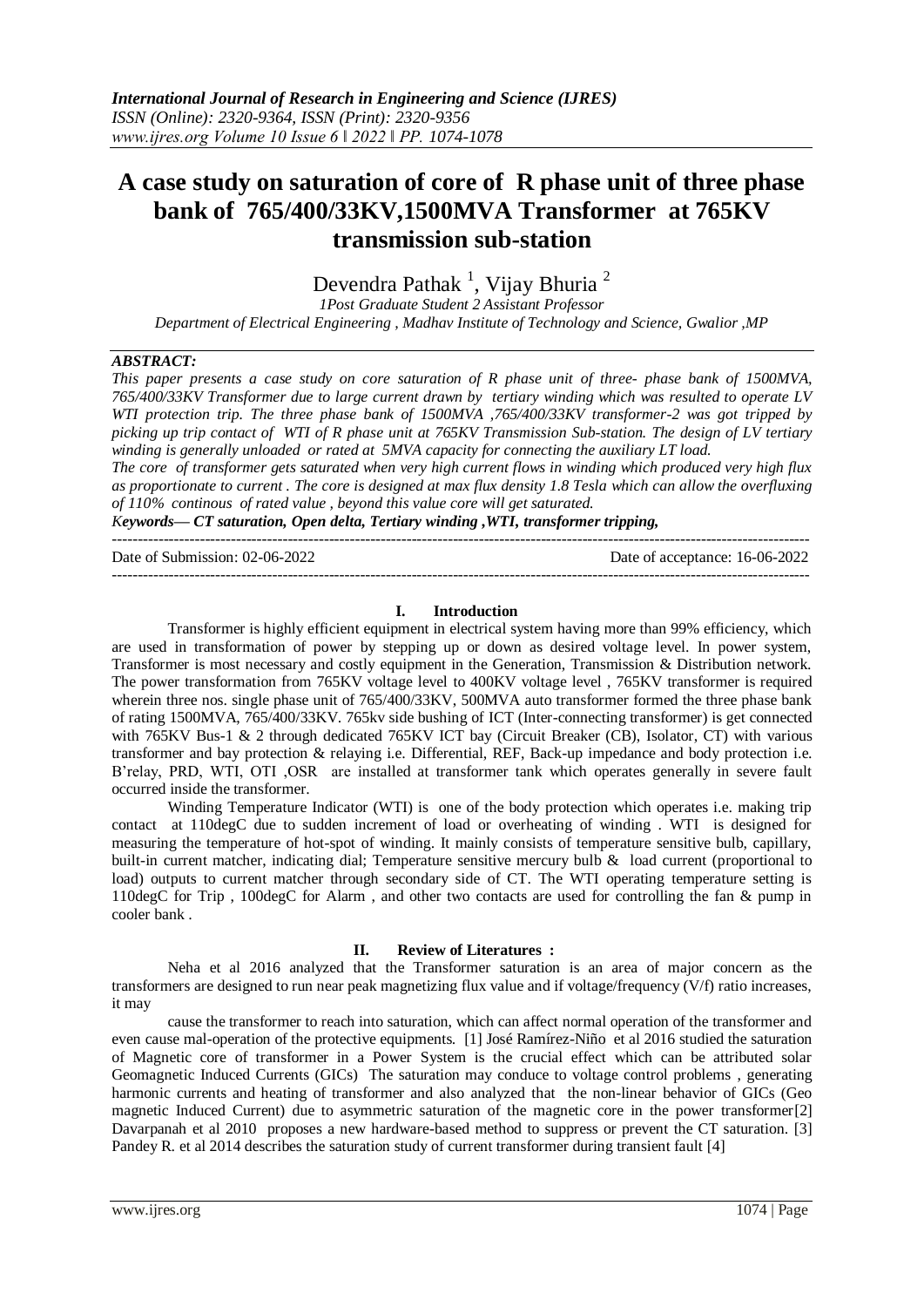# A case study on saturation of core of R phase unit of three phase bank of 765/400/33KV,1500MVA Transformer at 765KV transmission sub-station

Devendra Pathak [1], Vijay Bhuria [2]

*1Post Graduate Student 2 Assistant Professor*

*Department of Electrical Engineering , Madhav Institute of Technology and Science, Gwalior ,MP*

***ABSTRACT:***

*This paper presents a case study on core saturation of R phase unit of three- phase bank of 1500MVA, 765/400/33KV Transformer due to large current drawn by tertiary winding which was resulted to operate LV WTI protection trip. The three phase bank of 1500MVA ,765/400/33KV transformer-2 was got tripped by picking up trip contact of WTI of R phase unit at 765KV Transmission Sub-station. The design of LV tertiary winding is generally unloaded or rated at 5MVA capacity for connecting the auxiliary LT load.*

*The core of transformer gets saturated when very high current flows in winding which produced very high flux as proportionate to current . The core is designed at max flux density 1.8 Tesla which can allow the overfluxing of 110% continous of rated value , beyond this value core will get saturated.*

***Keywords— CT saturation, Open delta, Tertiary winding ,WTI, transformer tripping,***

Date of Submission: 02-06-2022 Date of acceptance: 16-06-2022

## I. Introduction

Transformer is highly efficient equipment in electrical system having more than 99% efficiency, which are used in transformation of power by stepping up or down as desired voltage level. In power system, Transformer is most necessary and costly equipment in the Generation, Transmission & Distribution network. The power transformation from 765KV voltage level to 400KV voltage level , 765KV transformer is required wherein three nos. single phase unit of 765/400/33KV, 500MVA auto transformer formed the three phase bank of rating 1500MVA, 765/400/33KV. 765kv side bushing of ICT (Inter-connecting transformer) is get connected with 765KV Bus-1 & 2 through dedicated 765KV ICT bay (Circuit Breaker (CB), Isolator, CT) with various transformer and bay protection & relaying i.e. Differential, REF, Back-up impedance and body protection i.e. B'relay, PRD, WTI, OTI ,OSR are installed at transformer tank which operates generally in severe fault occurred inside the transformer.

Winding Temperature Indicator (WTI) is one of the body protection which operates i.e. making trip contact at 110degC due to sudden increment of load or overheating of winding . WTI is designed for measuring the temperature of hot-spot of winding. It mainly consists of temperature sensitive bulb, capillary, built-in current matcher, indicating dial; Temperature sensitive mercury bulb & load current (proportional to load) outputs to current matcher through secondary side of CT. The WTI operating temperature setting is 110degC for Trip , 100degC for Alarm , and other two contacts are used for controlling the fan & pump in cooler bank .

## II. Review of Literatures :

Neha et al 2016 analyzed that the Transformer saturation is an area of major concern as the transformers are designed to run near peak magnetizing flux value and if voltage/frequency (V/f) ratio increases, it may

cause the transformer to reach into saturation, which can affect normal operation of the transformer and even cause mal-operation of the protective equipments. [1] José Ramírez-Niño et al 2016 studied the saturation of Magnetic core of transformer in a Power System is the crucial effect which can be attributed solar Geomagnetic Induced Currents (GICs) The saturation may conduce to voltage control problems , generating harmonic currents and heating of transformer and also analyzed that the non-linear behavior of GICs (Geo magnetic Induced Current) due to asymmetric saturation of the magnetic core in the power transformer[2] Davarpanah et al 2010 proposes a new hardware-based method to suppress or prevent the CT saturation. [3] Pandey R. et al 2014 describes the saturation study of current transformer during transient fault [4]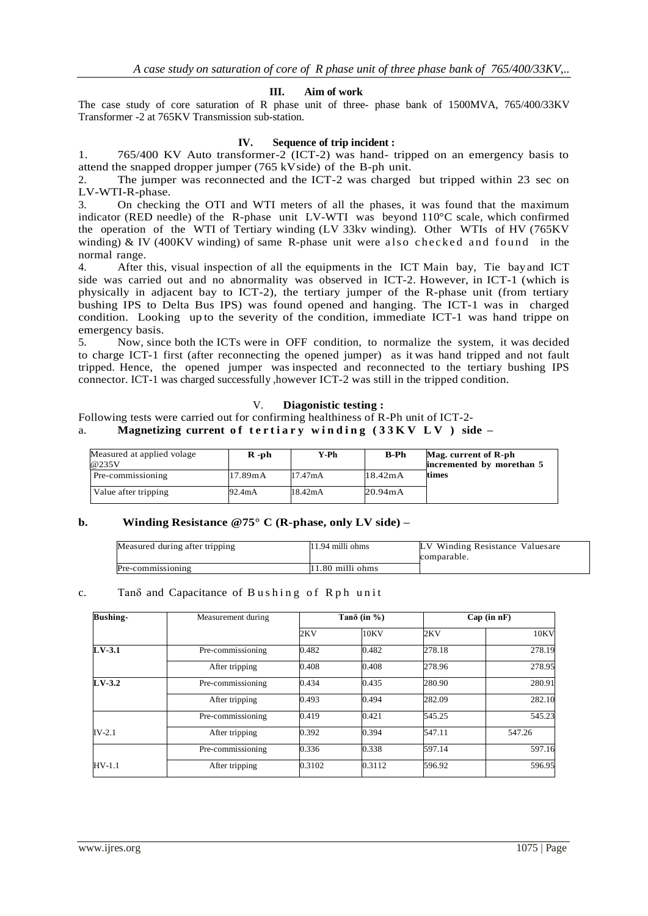### III. Aim of work

The case study of core saturation of R phase unit of three- phase bank of 1500MVA, 765/400/33KV Transformer -2 at 765KV Transmission sub-station.

### IV. Sequence of trip incident :

1. 765/400 KV Auto transformer-2 (ICT-2) was hand- tripped on an emergency basis to attend the snapped dropper jumper (765 kVside) of the B-ph unit.
2. The jumper was reconnected and the ICT-2 was charged but tripped within 23 sec on LV-WTI-R-phase.
3. On checking the OTI and WTI meters of all the phases, it was found that the maximum indicator (RED needle) of the R-phase unit LV-WTI was beyond 110°C scale, which confirmed the operation of the WTI of Tertiary winding (LV 33kv winding). Other WTIs of HV (765KV winding) & IV (400KV winding) of same R-phase unit were also checked and found in the normal range.
4. After this, visual inspection of all the equipments in the ICT Main bay, Tie bay and ICT side was carried out and no abnormality was observed in ICT-2. However, in ICT-1 (which is physically in adjacent bay to ICT-2), the tertiary jumper of the R-phase unit (from tertiary bushing IPS to Delta Bus IPS) was found opened and hanging. The ICT-1 was in charged condition. Looking up to the severity of the condition, immediate ICT-1 was hand trippe on emergency basis.
5. Now, since both the ICTs were in OFF condition, to normalize the system, it was decided to charge ICT-1 first (after reconnecting the opened jumper) as it was hand tripped and not fault tripped. Hence, the opened jumper was inspected and reconnected to the tertiary bushing IPS connector. ICT-1 was charged successfully ,however ICT-2 was still in the tripped condition.

### V. Diagonistic testing :

Following tests were carried out for confirming healthiness of R-Ph unit of ICT-2-

a. **Magnetizing current of tertiary winding (33KV LV ) side –**

| Measured at applied volage @235V | R -ph | Y-Ph | B-Ph | Mag. current of R-ph incremented by morethan 5 times |
|---|---|---|---|---|
| Pre-commissioning | 17.89mA | 17.47mA | 18.42mA | |
| Value after tripping | 92.4mA | 18.42mA | 20.94mA | |

**b. Winding Resistance @75° C (R-phase, only LV side) –**

| Measured during after tripping | 11.94 milli ohms | LV Winding Resistance Valuesare comparable. |
|---|---|---|
| Pre-commissioning | 11.80 milli ohms | |

c. Tanδ and Capacitance of Bushing of Rph unit

| Bushing- | Measurement during | Tanδ (in %) | | Cap (in nF) | |
|---|---|---|---|---|---|
| | | 2KV | 10KV | 2KV | 10KV |
| LV-3.1 | Pre-commissioning | 0.482 | 0.482 | 278.18 | 278.19 |
| | After tripping | 0.408 | 0.408 | 278.96 | 278.95 |
| LV-3.2 | Pre-commissioning | 0.434 | 0.435 | 280.90 | 280.91 |
| | After tripping | 0.493 | 0.494 | 282.09 | 282.10 |
| IV-2.1 | Pre-commissioning | 0.419 | 0.421 | 545.25 | 545.23 |
| | After tripping | 0.392 | 0.394 | 547.11 | 547.26 |
| HV-1.1 | Pre-commissioning | 0.336 | 0.338 | 597.14 | 597.16 |
| | After tripping | 0.3102 | 0.3112 | 596.92 | 596.95 |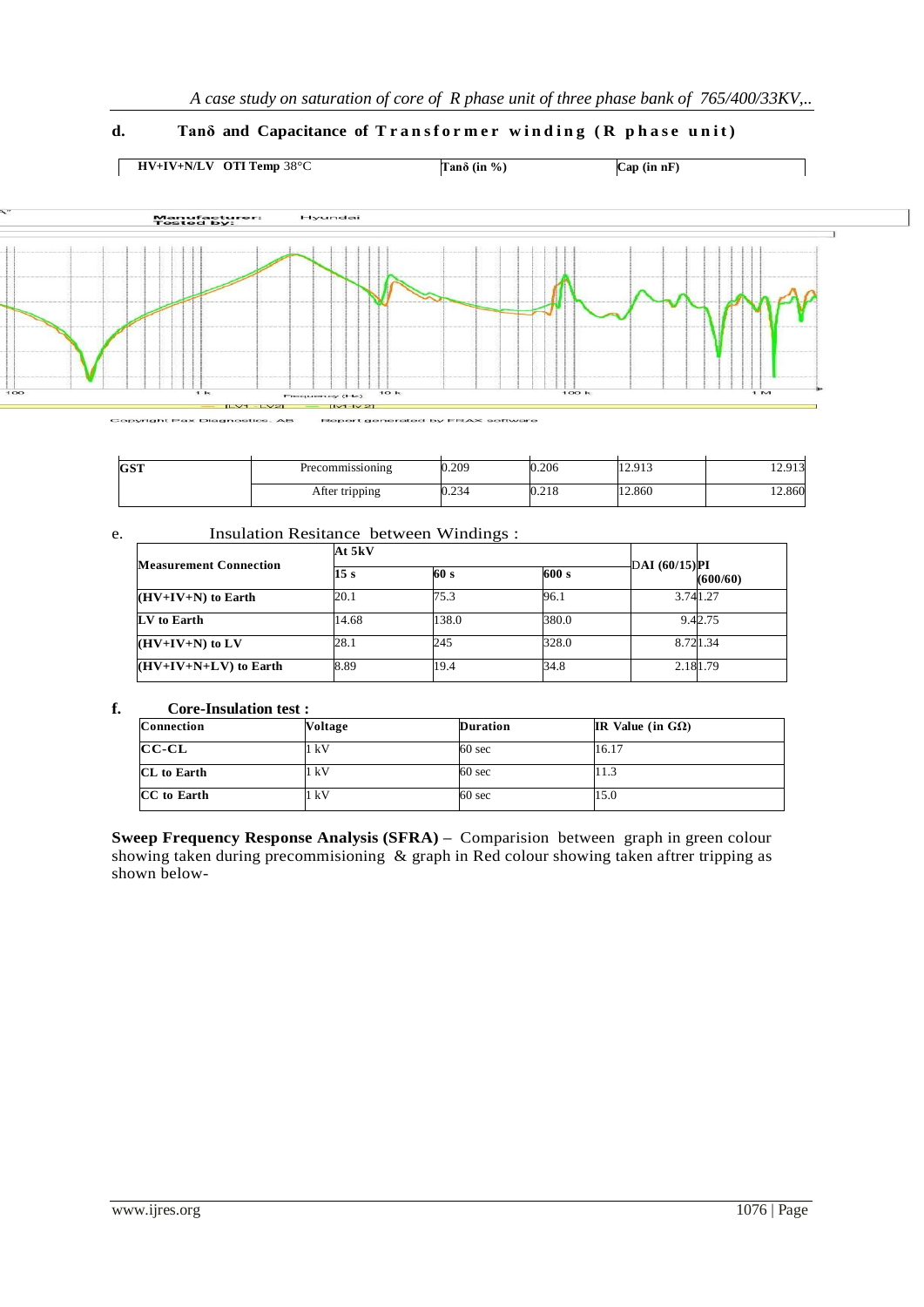**d. Tanδ and Capacitance of Transformer winding (R phase unit)**

| HV+IV+N/LV OTI Temp 38°C | | Tanδ (in %) | | Cap (in nF) | |
|---|---|---|---|---|---|
| GST | Precommissioning | 0.209 | 0.206 | 12.913 | 12.913 |
| | After tripping | 0.234 | 0.218 | 12.860 | 12.860 |

e. Insulation Resitance between Windings :

| Measurement Connection | At 5kV | | | DAI (60/15) | PI (600/60) |
|---|---|---|---|---|---|
| | 15 s | 60 s | 600 s | | |
| (HV+IV+N) to Earth | 20.1 | 75.3 | 96.1 | 3.74 | 1.27 |
| LV to Earth | 14.68 | 138.0 | 380.0 | 9.4 | 2.75 |
| (HV+IV+N) to LV | 28.1 | 245 | 328.0 | 8.72 | 1.34 |
| (HV+IV+N+LV) to Earth | 8.89 | 19.4 | 34.8 | 2.18 | 1.79 |

**f. Core-Insulation test :**

| Connection | Voltage | Duration | IR Value (in GΩ) |
|---|---|---|---|
| CC-CL | 1 kV | 60 sec | 16.17 |
| CL to Earth | 1 kV | 60 sec | 11.3 |
| CC to Earth | 1 kV | 60 sec | 15.0 |

**Sweep Frequency Response Analysis (SFRA) –** Comparision between graph in green colour showing taken during precommisioning & graph in Red colour showing taken aftrer tripping as shown below-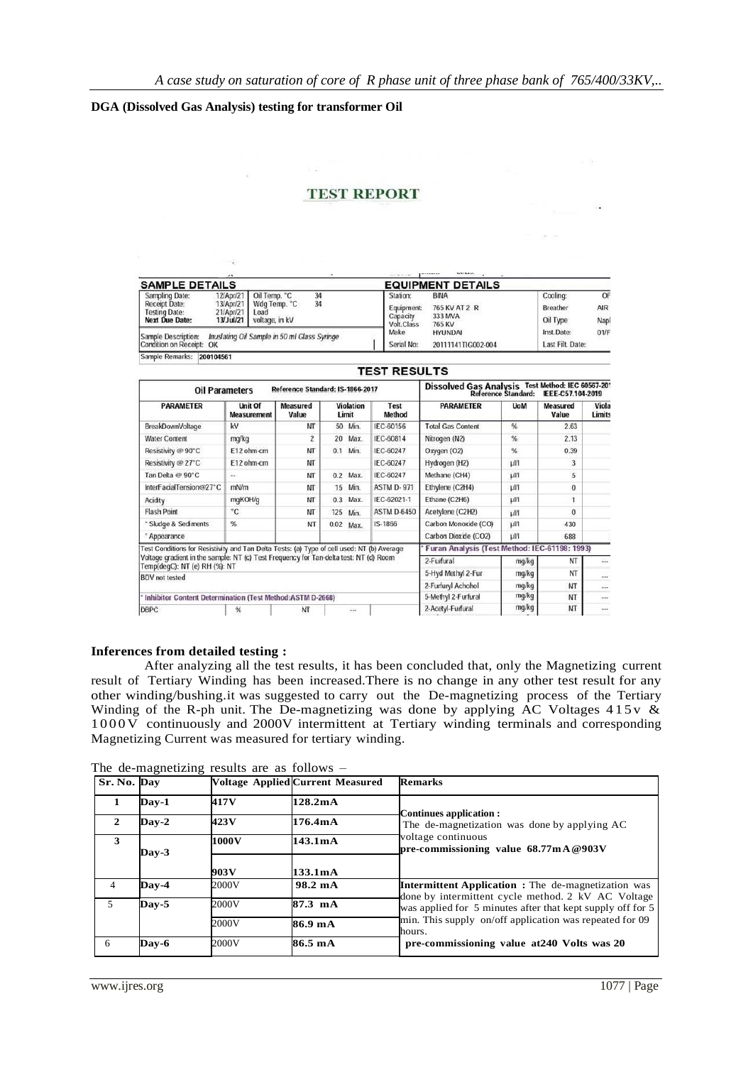**DGA (Dissolved Gas Analysis) testing for transformer Oil**

## TEST REPORT

| SAMPLE DETAILS | | | | EQUIPMENT DETAILS | | | |
|---|---|---|---|---|---|---|---|
| Sampling Date: | 12/Apr/21 | Oil Temp. °C | 34 | Station: | BINA | Cooling: | OF |
| Receipt Date: | 13/Apr/21 | Wdg Temp. °C | 34 | Equipment: | 765 KV AT 2 R | Breather | AIR |
| Testing Date: | 21/Apr/21 | Load | | Capacity | 333 MVA | Oil Type | Napl |
| Next Due Date: | 13/Jul/21 | voltage, in kV | | Volt.Class | 765 KV | | |
| Sample Description: | Insulating Oil Sample in 50 ml Glass Syringe | | | Make | HYUNDAI | Inst.Date: | 01/F |
| Condition on Receipt: | OK | | | Serial No: | 20111141TIG002-004 | Last Filt. Date: | |

Sample Remarks: 200104561

### TEST RESULTS

| Oil Parameters — Reference Standard: IS-1866-2017 | | | | | Dissolved Gas Analysis Test Method: IEC 60567-201 Reference Standard: IEEE-C57.104-2019 | | | |
|---|---|---|---|---|---|---|---|---|
| PARAMETER | Unit Of Measurement | Measured Value | Violation Limit | Test Method | PARAMETER | UoM | Measured Value | Viola Limits |
| BreakDownVoltage | kV | NT | 50 Min. | IEC-60156 | Total Gas Content | % | 2.63 | |
| Water Content | mg/kg | 2 | 20 Max. | IEC-60814 | Nitrogen (N2) | % | 2.13 | |
| Resistivity @ 90°C | E12 ohm-cm | NT | 0.1 Min. | IEC-60247 | Oxygen (O2) | % | 0.39 | |
| Resistivity @ 27°C | E12 ohm-cm | NT | | IEC-60247 | Hydrogen (H2) | µl/l | 3 | |
| Tan Delta @ 90°C | -- | NT | 0.2 Max. | IEC-60247 | Methane (CH4) | µl/l | 5 | |
| InterFacialTension@27°C | mN/m | NT | 15 Min. | ASTM D- 971 | Ethylene (C2H4) | µl/l | 0 | |
| Acidity | mgKOH/g | NT | 0.3 Max. | IEC-62021-1 | Ethane (C2H6) | µl/l | 1 | |
| Flash Point | °C | NT | 125 Min. | ASTM D-6450 | Acetylene (C2H2) | µl/l | 0 | |
| * Sludge & Sediments | % | NT | 0.02 Max. | IS-1866 | Carbon Monoxide (CO) | µl/l | 430 | |
| * Appearance | | | | | Carbon Dioxide (CO2) | µl/l | 688 | |
| Test Conditions for Resistivity and Tan Delta Tests: (a) Type of cell used: NT (b) Average Voltage gradient in the sample: NT (c) Test Frequency for Tan-delta test: NT (d) Room Temp(degC): NT (e) RH (%): NT | | | | | * Furan Analysis (Test Method: IEC-61198: 1993) | | | |
| | | | | | 2-Furfural | mg/kg | NT | --- |
| BDV not tested | | | | | 5-Hyd Methyl 2-Fur | mg/kg | NT | --- |
| | | | | | 2-Furfuryl Achohol | mg/kg | NT | --- |
| * Inhibitor Content Determination (Test Method:ASTM D-2668) | | | | | 5-Methyl 2-Furfural | mg/kg | NT | --- |
| DBPC | % | NT | --- | | 2-Acetyl-Furfural | mg/kg | NT | --- |

**Inferences from detailed testing :**

After analyzing all the test results, it has been concluded that, only the Magnetizing current result of Tertiary Winding has been increased.There is no change in any other test result for any other winding/bushing.it was suggested to carry out the De-magnetizing process of the Tertiary Winding of the R-ph unit. The De-magnetizing was done by applying AC Voltages 415v & 1000V continuously and 2000V intermittent at Tertiary winding terminals and corresponding Magnetizing Current was measured for tertiary winding.

The de-magnetizing results are as follows –

| Sr. No. | Day | Voltage Applied | Current Measured | Remarks |
|---|---|---|---|---|
| 1 | Day-1 | 417V | 128.2mA | **Continues application :** The de-magnetization was done by applying AC voltage continuous **pre-commissioning value 68.77mA@903V** |
| 2 | Day-2 | 423V | 176.4mA | |
| 3 | Day-3 | 1000V | 143.1mA | |
| | | 903V | 133.1mA | |
| 4 | Day-4 | 2000V | 98.2 mA | **Intermittent Application :** The de-magnetization was done by intermittent cycle method. 2 kV AC Voltage was applied for 5 minutes after that kept supply off for 5 min. This supply on/off application was repeated for 09 hours. **pre-commissioning value at240 Volts was 20** |
| 5 | Day-5 | 2000V | 87.3 mA | |
| | | 2000V | 86.9 mA | |
| 6 | Day-6 | 2000V | 86.5 mA | |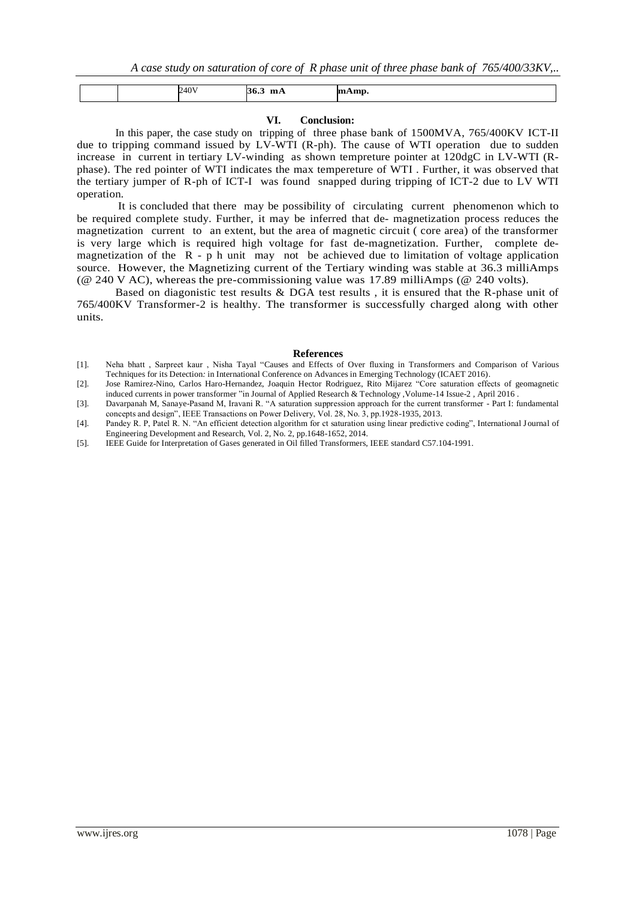| | | | | |
|---|---|---|---|---|
| | | 240V | **36.3 mA** | **mAmp.** |

## VI. Conclusion:

In this paper, the case study on tripping of three phase bank of 1500MVA, 765/400KV ICT-II due to tripping command issued by LV-WTI (R-ph). The cause of WTI operation due to sudden increase in current in tertiary LV-winding as shown tempreture pointer at 120dgC in LV-WTI (R-phase). The red pointer of WTI indicates the max tempereture of WTI . Further, it was observed that the tertiary jumper of R-ph of ICT-I was found snapped during tripping of ICT-2 due to LV WTI operation.

It is concluded that there may be possibility of circulating current phenomenon which to be required complete study. Further, it may be inferred that de- magnetization process reduces the magnetization current to an extent, but the area of magnetic circuit ( core area) of the transformer is very large which is required high voltage for fast de-magnetization. Further, complete de-magnetization of the R - p h unit may not be achieved due to limitation of voltage application source. However, the Magnetizing current of the Tertiary winding was stable at 36.3 milliAmps (@ 240 V AC), whereas the pre-commissioning value was 17.89 milliAmps (@ 240 volts).

Based on diagonistic test results & DGA test results , it is ensured that the R-phase unit of 765/400KV Transformer-2 is healthy. The transformer is successfully charged along with other units.

## References

[1]. Neha bhatt , Sarpreet kaur , Nisha Tayal "Causes and Effects of Over fluxing in Transformers and Comparison of Various Techniques for its Detection*:* in International Conference on Advances in Emerging Technology (ICAET 2016).

[2]. Jose Ramirez-Nino, Carlos Haro-Hernandez, Joaquin Hector Rodriguez, Rito Mijarez "Core saturation effects of geomagnetic induced currents in power transformer "in Journal of Applied Research & Technology ,Volume-14 Issue-2 , April 2016 .

[3]. Davarpanah M, Sanaye-Pasand M, Iravani R. "A saturation suppression approach for the current transformer - Part I: fundamental concepts and design", IEEE Transactions on Power Delivery, Vol. 28, No. 3, pp.1928-1935, 2013.

[4]. Pandey R. P, Patel R. N. "An efficient detection algorithm for ct saturation using linear predictive coding", International Journal of Engineering Development and Research, Vol. 2, No. 2, pp.1648-1652, 2014.

[5]. IEEE Guide for Interpretation of Gases generated in Oil filled Transformers, IEEE standard C57.104-1991.